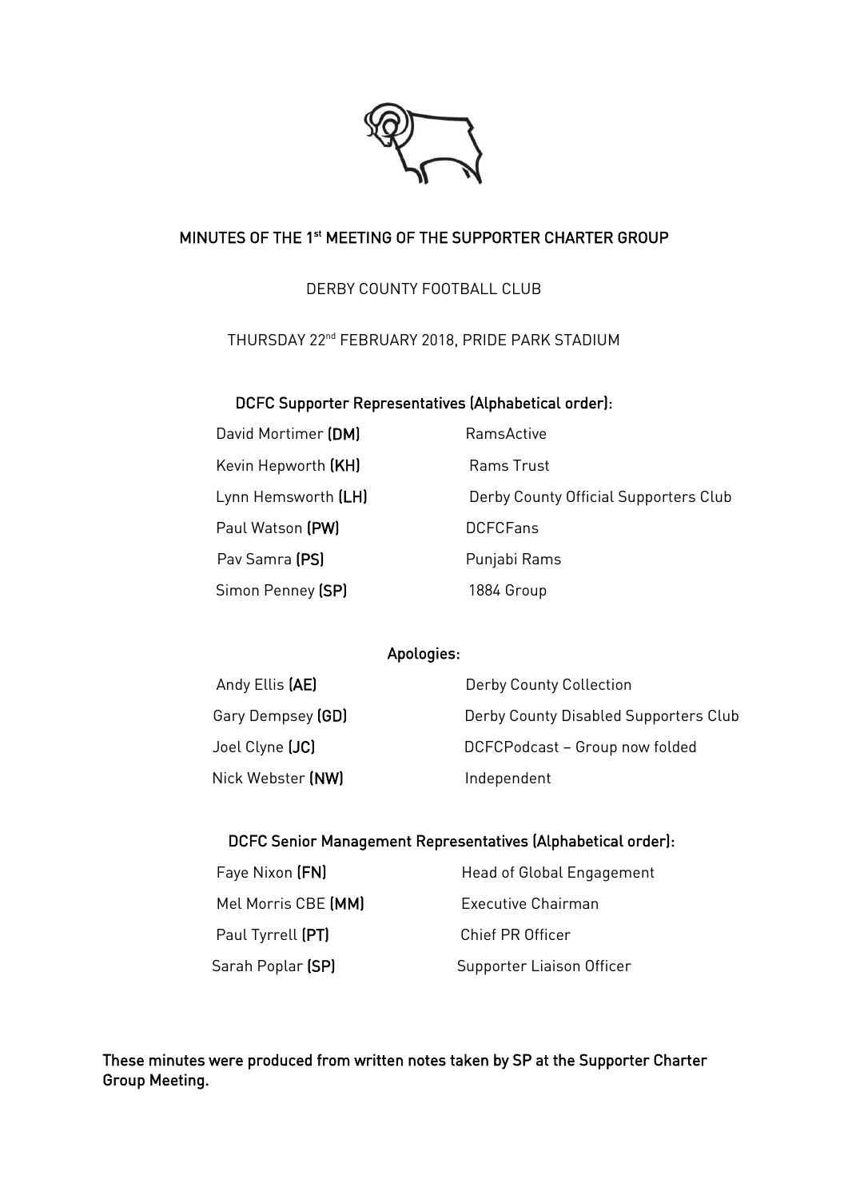# MINUTES OF THE 1st MEETING OF THE SUPPORTER CHARTER GROUP

DERBY COUNTY FOOTBALL CLUB

THURSDAY 22nd FEBRUARY 2018, PRIDE PARK STADIUM

## DCFC Supporter Representatives (Alphabetical order):

| | |
|---|---|
| David Mortimer **(DM)** | RamsActive |
| Kevin Hepworth **(KH)** | Rams Trust |
| Lynn Hemsworth **(LH)** | Derby County Official Supporters Club |
| Paul Watson **(PW)** | DCFCFans |
| Pav Samra **(PS)** | Punjabi Rams |
| Simon Penney **(SP)** | 1884 Group |

## Apologies:

| | |
|---|---|
| Andy Ellis **(AE)** | Derby County Collection |
| Gary Dempsey **(GD)** | Derby County Disabled Supporters Club |
| Joel Clyne **(JC)** | DCFCPodcast – Group now folded |
| Nick Webster **(NW)** | Independent |

## DCFC Senior Management Representatives (Alphabetical order):

| | |
|---|---|
| Faye Nixon **(FN)** | Head of Global Engagement |
| Mel Morris CBE **(MM)** | Executive Chairman |
| Paul Tyrrell **(PT)** | Chief PR Officer |
| Sarah Poplar **(SP)** | Supporter Liaison Officer |

**These minutes were produced from written notes taken by SP at the Supporter Charter Group Meeting.**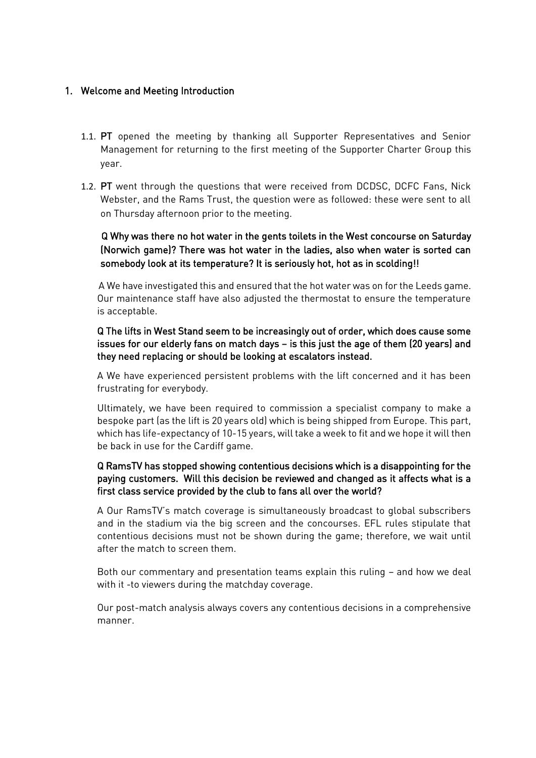## 1. Welcome and Meeting Introduction

1.1. **PT** opened the meeting by thanking all Supporter Representatives and Senior Management for returning to the first meeting of the Supporter Charter Group this year.

1.2. **PT** went through the questions that were received from DCDSC, DCFC Fans, Nick Webster, and the Rams Trust, the question were as followed: these were sent to all on Thursday afternoon prior to the meeting.

**Q Why was there no hot water in the gents toilets in the West concourse on Saturday (Norwich game)? There was hot water in the ladies, also when water is sorted can somebody look at its temperature? It is seriously hot, hot as in scolding!!**

A We have investigated this and ensured that the hot water was on for the Leeds game. Our maintenance staff have also adjusted the thermostat to ensure the temperature is acceptable.

**Q The lifts in West Stand seem to be increasingly out of order, which does cause some issues for our elderly fans on match days – is this just the age of them (20 years) and they need replacing or should be looking at escalators instead.**

A We have experienced persistent problems with the lift concerned and it has been frustrating for everybody.

Ultimately, we have been required to commission a specialist company to make a bespoke part (as the lift is 20 years old) which is being shipped from Europe. This part, which has life-expectancy of 10-15 years, will take a week to fit and we hope it will then be back in use for the Cardiff game.

**Q RamsTV has stopped showing contentious decisions which is a disappointing for the paying customers. Will this decision be reviewed and changed as it affects what is a first class service provided by the club to fans all over the world?**

A Our RamsTV's match coverage is simultaneously broadcast to global subscribers and in the stadium via the big screen and the concourses. EFL rules stipulate that contentious decisions must not be shown during the game; therefore, we wait until after the match to screen them.

Both our commentary and presentation teams explain this ruling – and how we deal with it -to viewers during the matchday coverage.

Our post-match analysis always covers any contentious decisions in a comprehensive manner.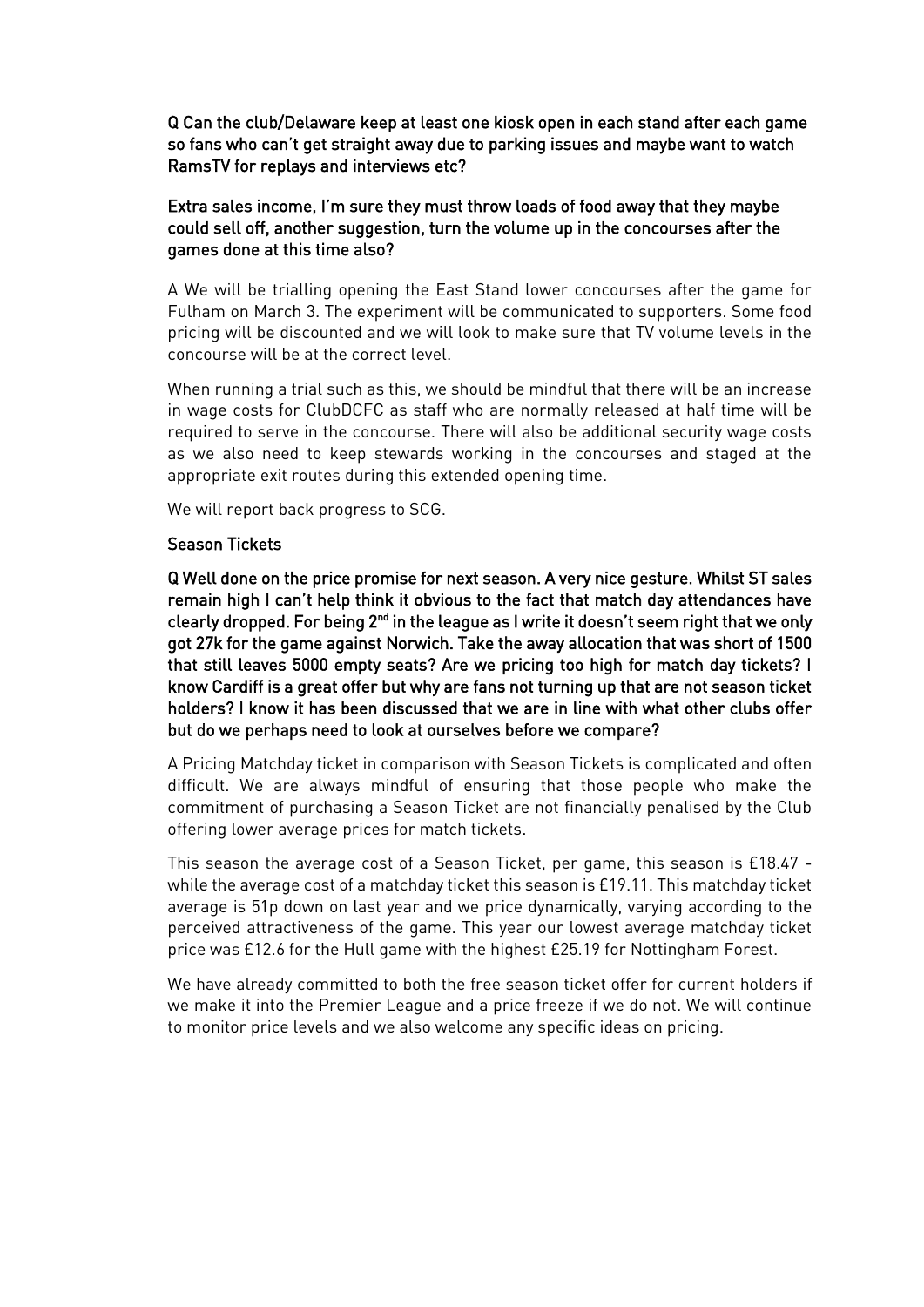**Q Can the club/Delaware keep at least one kiosk open in each stand after each game so fans who can't get straight away due to parking issues and maybe want to watch RamsTV for replays and interviews etc?**

**Extra sales income, I'm sure they must throw loads of food away that they maybe could sell off, another suggestion, turn the volume up in the concourses after the games done at this time also?**

A We will be trialling opening the East Stand lower concourses after the game for Fulham on March 3. The experiment will be communicated to supporters. Some food pricing will be discounted and we will look to make sure that TV volume levels in the concourse will be at the correct level.

When running a trial such as this, we should be mindful that there will be an increase in wage costs for ClubDCFC as staff who are normally released at half time will be required to serve in the concourse. There will also be additional security wage costs as we also need to keep stewards working in the concourses and staged at the appropriate exit routes during this extended opening time.

We will report back progress to SCG.

## Season Tickets

**Q Well done on the price promise for next season. A very nice gesture. Whilst ST sales remain high I can't help think it obvious to the fact that match day attendances have clearly dropped. For being 2nd in the league as I write it doesn't seem right that we only got 27k for the game against Norwich. Take the away allocation that was short of 1500 that still leaves 5000 empty seats? Are we pricing too high for match day tickets? I know Cardiff is a great offer but why are fans not turning up that are not season ticket holders? I know it has been discussed that we are in line with what other clubs offer but do we perhaps need to look at ourselves before we compare?**

A Pricing Matchday ticket in comparison with Season Tickets is complicated and often difficult. We are always mindful of ensuring that those people who make the commitment of purchasing a Season Ticket are not financially penalised by the Club offering lower average prices for match tickets.

This season the average cost of a Season Ticket, per game, this season is £18.47 - while the average cost of a matchday ticket this season is £19.11. This matchday ticket average is 51p down on last year and we price dynamically, varying according to the perceived attractiveness of the game. This year our lowest average matchday ticket price was £12.6 for the Hull game with the highest £25.19 for Nottingham Forest.

We have already committed to both the free season ticket offer for current holders if we make it into the Premier League and a price freeze if we do not. We will continue to monitor price levels and we also welcome any specific ideas on pricing.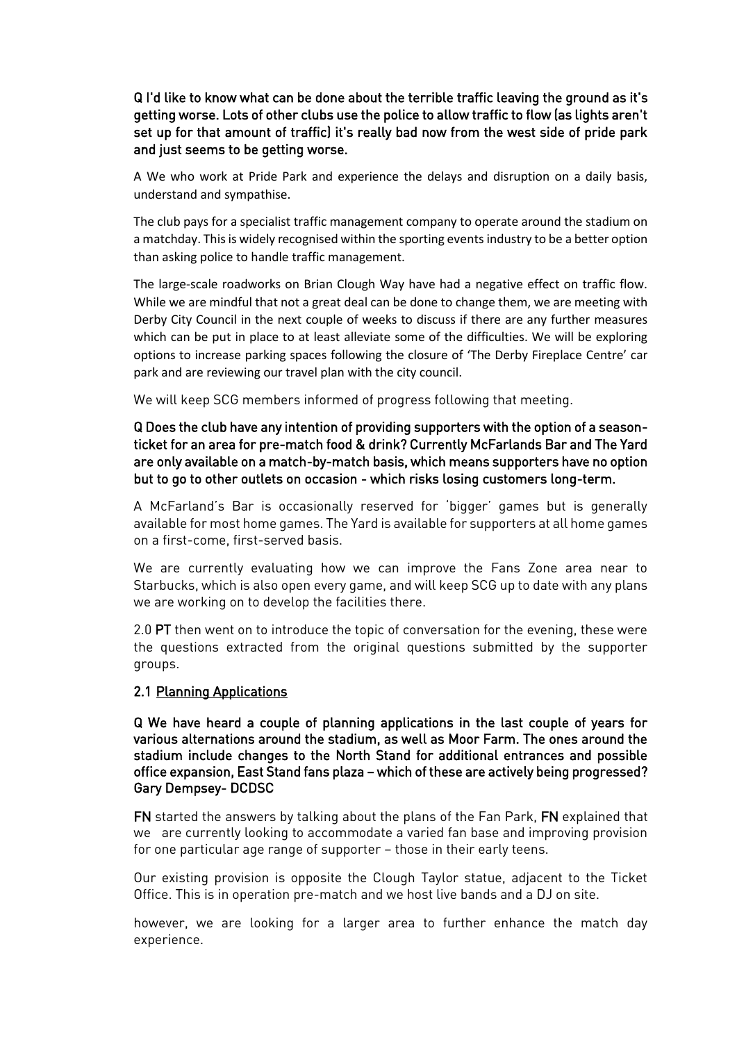**Q I'd like to know what can be done about the terrible traffic leaving the ground as it's getting worse. Lots of other clubs use the police to allow traffic to flow (as lights aren't set up for that amount of traffic) it's really bad now from the west side of pride park and just seems to be getting worse.**

A We who work at Pride Park and experience the delays and disruption on a daily basis, understand and sympathise.

The club pays for a specialist traffic management company to operate around the stadium on a matchday. This is widely recognised within the sporting events industry to be a better option than asking police to handle traffic management.

The large-scale roadworks on Brian Clough Way have had a negative effect on traffic flow. While we are mindful that not a great deal can be done to change them, we are meeting with Derby City Council in the next couple of weeks to discuss if there are any further measures which can be put in place to at least alleviate some of the difficulties. We will be exploring options to increase parking spaces following the closure of 'The Derby Fireplace Centre' car park and are reviewing our travel plan with the city council.

We will keep SCG members informed of progress following that meeting.

**Q Does the club have any intention of providing supporters with the option of a season-ticket for an area for pre-match food & drink? Currently McFarlands Bar and The Yard are only available on a match-by-match basis, which means supporters have no option but to go to other outlets on occasion - which risks losing customers long-term.**

A McFarland's Bar is occasionally reserved for 'bigger' games but is generally available for most home games. The Yard is available for supporters at all home games on a first-come, first-served basis.

We are currently evaluating how we can improve the Fans Zone area near to Starbucks, which is also open every game, and will keep SCG up to date with any plans we are working on to develop the facilities there.

2.0 **PT** then went on to introduce the topic of conversation for the evening, these were the questions extracted from the original questions submitted by the supporter groups.

## 2.1 Planning Applications

**Q We have heard a couple of planning applications in the last couple of years for various alternations around the stadium, as well as Moor Farm. The ones around the stadium include changes to the North Stand for additional entrances and possible office expansion, East Stand fans plaza – which of these are actively being progressed? Gary Dempsey- DCDSC**

**FN** started the answers by talking about the plans of the Fan Park, **FN** explained that we are currently looking to accommodate a varied fan base and improving provision for one particular age range of supporter – those in their early teens.

Our existing provision is opposite the Clough Taylor statue, adjacent to the Ticket Office. This is in operation pre-match and we host live bands and a DJ on site.

however, we are looking for a larger area to further enhance the match day experience.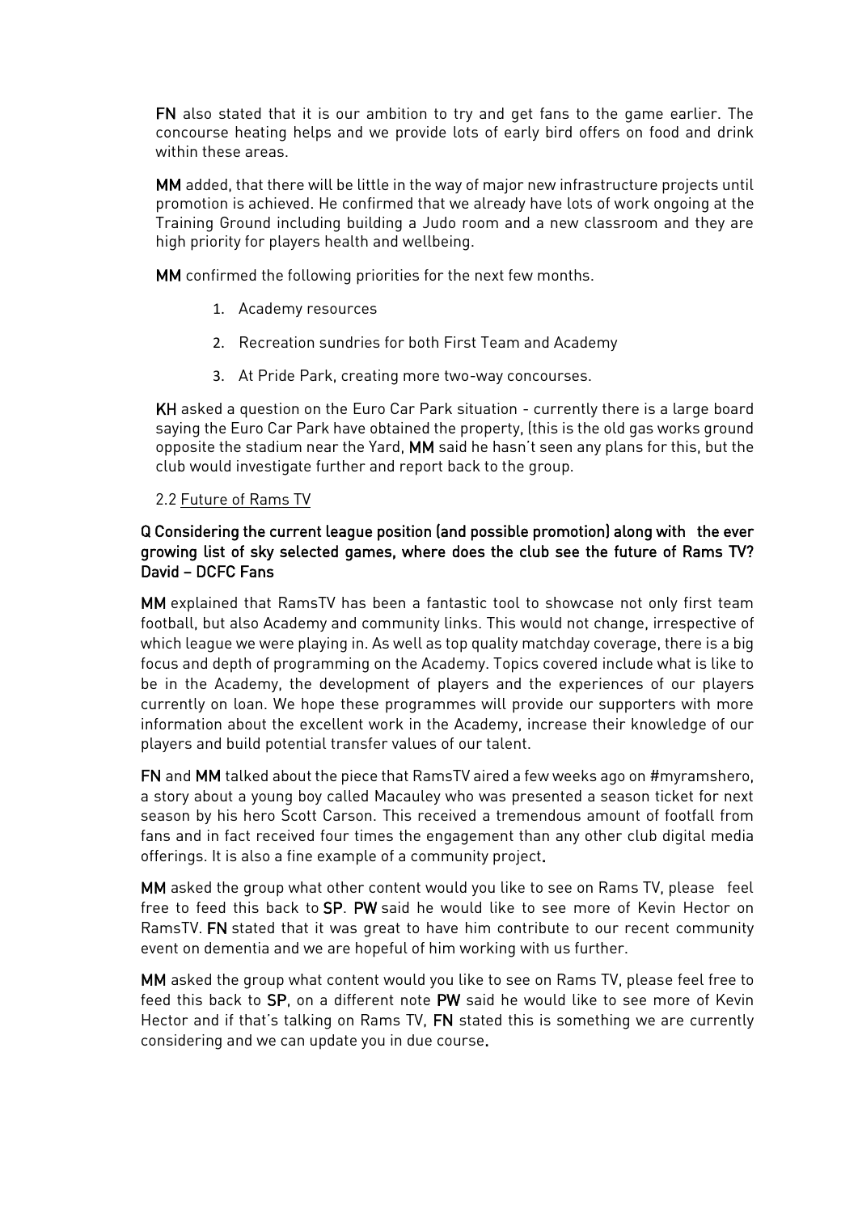**FN** also stated that it is our ambition to try and get fans to the game earlier. The concourse heating helps and we provide lots of early bird offers on food and drink within these areas.

**MM** added, that there will be little in the way of major new infrastructure projects until promotion is achieved. He confirmed that we already have lots of work ongoing at the Training Ground including building a Judo room and a new classroom and they are high priority for players health and wellbeing.

**MM** confirmed the following priorities for the next few months.

1. Academy resources
2. Recreation sundries for both First Team and Academy
3. At Pride Park, creating more two-way concourses.

**KH** asked a question on the Euro Car Park situation - currently there is a large board saying the Euro Car Park have obtained the property, (this is the old gas works ground opposite the stadium near the Yard, **MM** said he hasn't seen any plans for this, but the club would investigate further and report back to the group.

2.2 Future of Rams TV

**Q Considering the current league position (and possible promotion) along with the ever growing list of sky selected games, where does the club see the future of Rams TV? David – DCFC Fans**

**MM** explained that RamsTV has been a fantastic tool to showcase not only first team football, but also Academy and community links. This would not change, irrespective of which league we were playing in. As well as top quality matchday coverage, there is a big focus and depth of programming on the Academy. Topics covered include what is like to be in the Academy, the development of players and the experiences of our players currently on loan. We hope these programmes will provide our supporters with more information about the excellent work in the Academy, increase their knowledge of our players and build potential transfer values of our talent.

**FN** and **MM** talked about the piece that RamsTV aired a few weeks ago on #myramshero, a story about a young boy called Macauley who was presented a season ticket for next season by his hero Scott Carson. This received a tremendous amount of footfall from fans and in fact received four times the engagement than any other club digital media offerings. It is also a fine example of a community project.

**MM** asked the group what other content would you like to see on Rams TV, please feel free to feed this back to **SP**. **PW** said he would like to see more of Kevin Hector on RamsTV. **FN** stated that it was great to have him contribute to our recent community event on dementia and we are hopeful of him working with us further.

**MM** asked the group what content would you like to see on Rams TV, please feel free to feed this back to **SP**, on a different note **PW** said he would like to see more of Kevin Hector and if that's talking on Rams TV, **FN** stated this is something we are currently considering and we can update you in due course.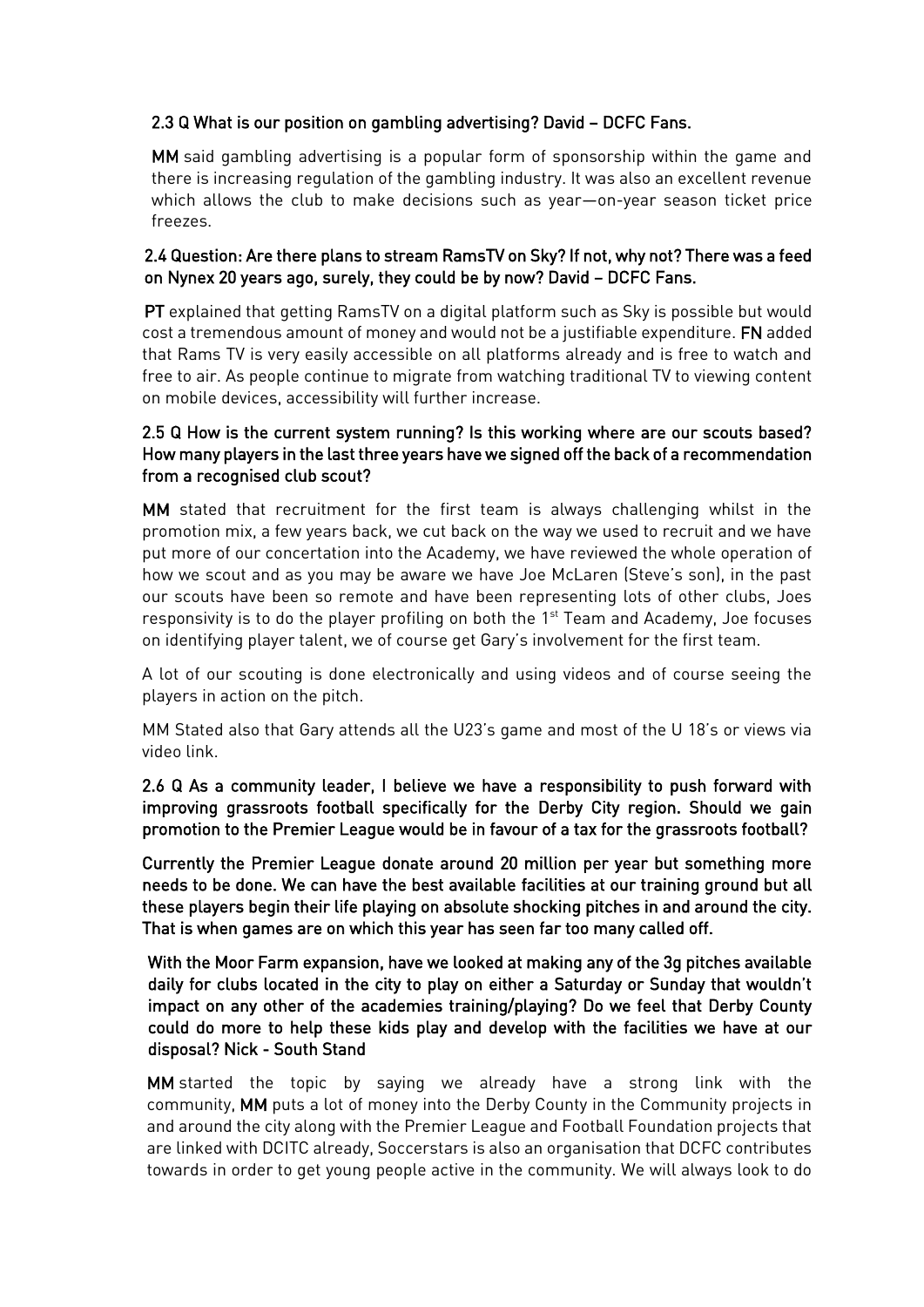**2.3 Q What is our position on gambling advertising? David – DCFC Fans.**

**MM** said gambling advertising is a popular form of sponsorship within the game and there is increasing regulation of the gambling industry. It was also an excellent revenue which allows the club to make decisions such as year—on-year season ticket price freezes.

**2.4 Question: Are there plans to stream RamsTV on Sky? If not, why not? There was a feed on Nynex 20 years ago, surely, they could be by now? David – DCFC Fans.**

**PT** explained that getting RamsTV on a digital platform such as Sky is possible but would cost a tremendous amount of money and would not be a justifiable expenditure. **FN** added that Rams TV is very easily accessible on all platforms already and is free to watch and free to air. As people continue to migrate from watching traditional TV to viewing content on mobile devices, accessibility will further increase.

**2.5 Q How is the current system running? Is this working where are our scouts based? How many players in the last three years have we signed off the back of a recommendation from a recognised club scout?**

**MM** stated that recruitment for the first team is always challenging whilst in the promotion mix, a few years back, we cut back on the way we used to recruit and we have put more of our concertation into the Academy, we have reviewed the whole operation of how we scout and as you may be aware we have Joe McLaren (Steve's son), in the past our scouts have been so remote and have been representing lots of other clubs, Joes responsivity is to do the player profiling on both the 1st Team and Academy, Joe focuses on identifying player talent, we of course get Gary's involvement for the first team.

A lot of our scouting is done electronically and using videos and of course seeing the players in action on the pitch.

MM Stated also that Gary attends all the U23's game and most of the U 18's or views via video link.

**2.6 Q As a community leader, I believe we have a responsibility to push forward with improving grassroots football specifically for the Derby City region. Should we gain promotion to the Premier League would be in favour of a tax for the grassroots football?**

**Currently the Premier League donate around 20 million per year but something more needs to be done. We can have the best available facilities at our training ground but all these players begin their life playing on absolute shocking pitches in and around the city. That is when games are on which this year has seen far too many called off.**

**With the Moor Farm expansion, have we looked at making any of the 3g pitches available daily for clubs located in the city to play on either a Saturday or Sunday that wouldn't impact on any other of the academies training/playing? Do we feel that Derby County could do more to help these kids play and develop with the facilities we have at our disposal? Nick - South Stand**

**MM** started the topic by saying we already have a strong link with the community, **MM** puts a lot of money into the Derby County in the Community projects in and around the city along with the Premier League and Football Foundation projects that are linked with DCITC already, Soccerstars is also an organisation that DCFC contributes towards in order to get young people active in the community. We will always look to do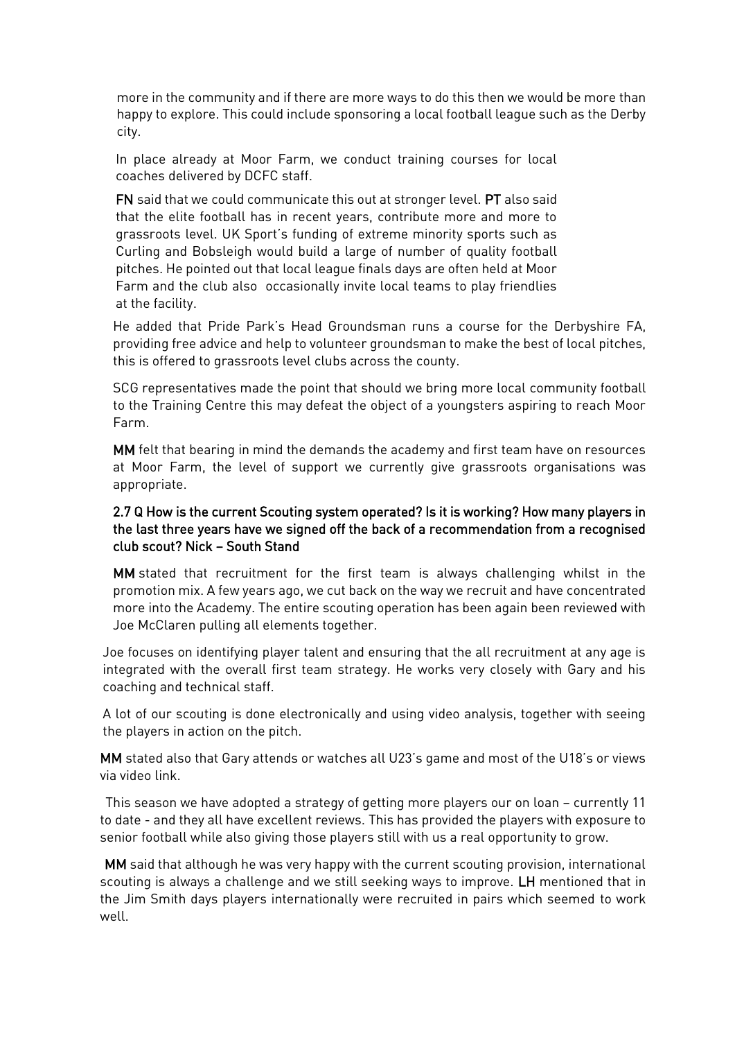more in the community and if there are more ways to do this then we would be more than happy to explore. This could include sponsoring a local football league such as the Derby city.

In place already at Moor Farm, we conduct training courses for local coaches delivered by DCFC staff.

**FN** said that we could communicate this out at stronger level. **PT** also said that the elite football has in recent years, contribute more and more to grassroots level. UK Sport's funding of extreme minority sports such as Curling and Bobsleigh would build a large of number of quality football pitches. He pointed out that local league finals days are often held at Moor Farm and the club also occasionally invite local teams to play friendlies at the facility.

He added that Pride Park's Head Groundsman runs a course for the Derbyshire FA, providing free advice and help to volunteer groundsman to make the best of local pitches, this is offered to grassroots level clubs across the county.

SCG representatives made the point that should we bring more local community football to the Training Centre this may defeat the object of a youngsters aspiring to reach Moor Farm.

**MM** felt that bearing in mind the demands the academy and first team have on resources at Moor Farm, the level of support we currently give grassroots organisations was appropriate.

### 2.7 Q How is the current Scouting system operated? Is it is working? How many players in the last three years have we signed off the back of a recommendation from a recognised club scout? Nick – South Stand

**MM** stated that recruitment for the first team is always challenging whilst in the promotion mix. A few years ago, we cut back on the way we recruit and have concentrated more into the Academy. The entire scouting operation has been again been reviewed with Joe McClaren pulling all elements together.

Joe focuses on identifying player talent and ensuring that the all recruitment at any age is integrated with the overall first team strategy. He works very closely with Gary and his coaching and technical staff.

A lot of our scouting is done electronically and using video analysis, together with seeing the players in action on the pitch.

**MM** stated also that Gary attends or watches all U23's game and most of the U18's or views via video link.

This season we have adopted a strategy of getting more players our on loan – currently 11 to date - and they all have excellent reviews. This has provided the players with exposure to senior football while also giving those players still with us a real opportunity to grow.

**MM** said that although he was very happy with the current scouting provision, international scouting is always a challenge and we still seeking ways to improve. **LH** mentioned that in the Jim Smith days players internationally were recruited in pairs which seemed to work well.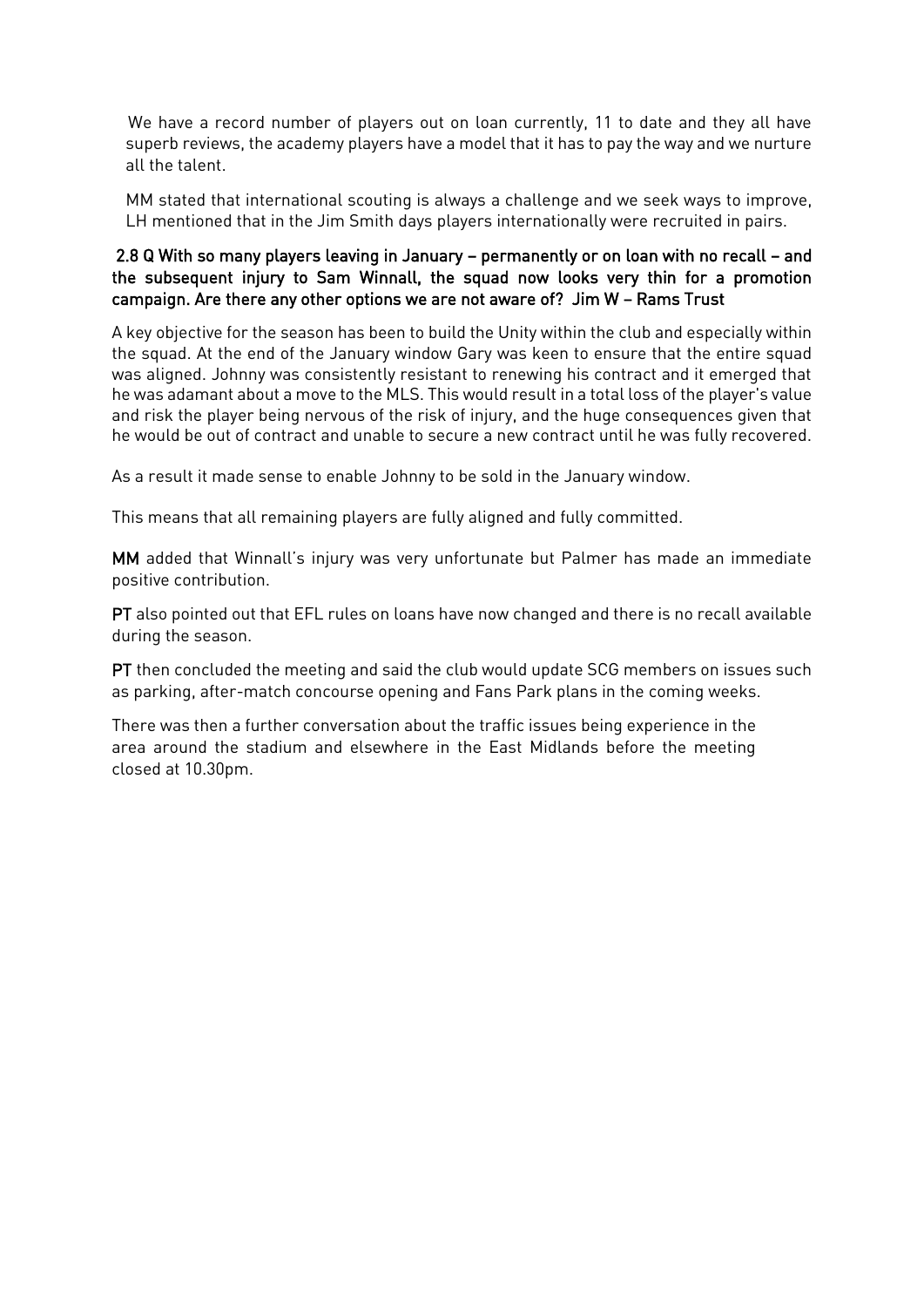We have a record number of players out on loan currently, 11 to date and they all have superb reviews, the academy players have a model that it has to pay the way and we nurture all the talent.

MM stated that international scouting is always a challenge and we seek ways to improve, LH mentioned that in the Jim Smith days players internationally were recruited in pairs.

**2.8 Q With so many players leaving in January – permanently or on loan with no recall – and the subsequent injury to Sam Winnall, the squad now looks very thin for a promotion campaign. Are there any other options we are not aware of? Jim W – Rams Trust**

A key objective for the season has been to build the Unity within the club and especially within the squad. At the end of the January window Gary was keen to ensure that the entire squad was aligned. Johnny was consistently resistant to renewing his contract and it emerged that he was adamant about a move to the MLS. This would result in a total loss of the player's value and risk the player being nervous of the risk of injury, and the huge consequences given that he would be out of contract and unable to secure a new contract until he was fully recovered.

As a result it made sense to enable Johnny to be sold in the January window.

This means that all remaining players are fully aligned and fully committed.

**MM** added that Winnall's injury was very unfortunate but Palmer has made an immediate positive contribution.

**PT** also pointed out that EFL rules on loans have now changed and there is no recall available during the season.

**PT** then concluded the meeting and said the club would update SCG members on issues such as parking, after-match concourse opening and Fans Park plans in the coming weeks.

There was then a further conversation about the traffic issues being experience in the area around the stadium and elsewhere in the East Midlands before the meeting closed at 10.30pm.